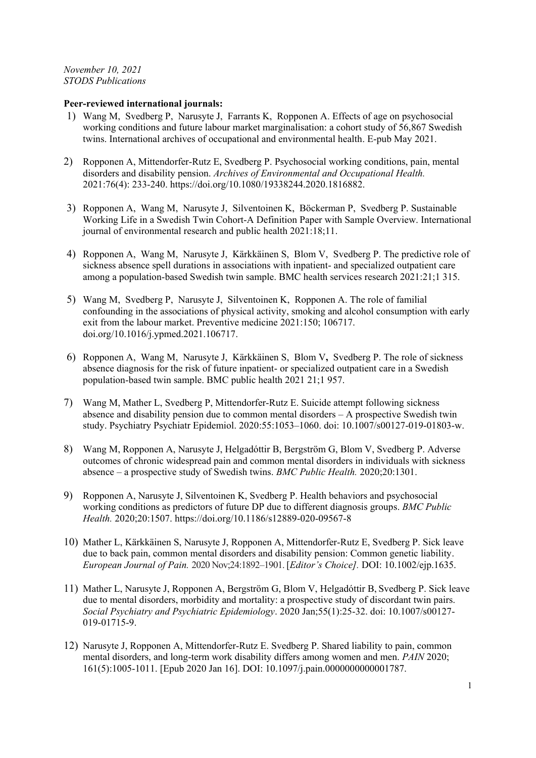*November 10, 2021*
*STODS Publications*

**Peer-reviewed international journals:**

1) Wang M, Svedberg P, Narusyte J, Farrants K, Ropponen A. Effects of age on psychosocial working conditions and future labour market marginalisation: a cohort study of 56,867 Swedish twins. International archives of occupational and environmental health. E-pub May 2021.

2) Ropponen A, Mittendorfer-Rutz E, Svedberg P. Psychosocial working conditions, pain, mental disorders and disability pension. *Archives of Environmental and Occupational Health.* 2021:76(4): 233-240. https://doi.org/10.1080/19338244.2020.1816882.

3) Ropponen A, Wang M, Narusyte J, Silventoinen K, Böckerman P, Svedberg P. Sustainable Working Life in a Swedish Twin Cohort-A Definition Paper with Sample Overview. International journal of environmental research and public health 2021:18;11.

4) Ropponen A, Wang M, Narusyte J, Kärkkäinen S, Blom V, Svedberg P. The predictive role of sickness absence spell durations in associations with inpatient- and specialized outpatient care among a population-based Swedish twin sample. BMC health services research 2021:21;1 315.

5) Wang M, Svedberg P, Narusyte J, Silventoinen K, Ropponen A. The role of familial confounding in the associations of physical activity, smoking and alcohol consumption with early exit from the labour market. Preventive medicine 2021:150; 106717. doi.org/10.1016/j.ypmed.2021.106717.

6) Ropponen A, Wang M, Narusyte J, Kärkkäinen S, Blom V**,** Svedberg P. The role of sickness absence diagnosis for the risk of future inpatient- or specialized outpatient care in a Swedish population-based twin sample. BMC public health 2021 21;1 957.

7) Wang M, Mather L, Svedberg P, Mittendorfer-Rutz E. Suicide attempt following sickness absence and disability pension due to common mental disorders – A prospective Swedish twin study. Psychiatry Psychiatr Epidemiol. 2020:55:1053–1060. doi: 10.1007/s00127-019-01803-w.

8) Wang M, Ropponen A, Narusyte J, Helgadóttir B, Bergström G, Blom V, Svedberg P. Adverse outcomes of chronic widespread pain and common mental disorders in individuals with sickness absence – a prospective study of Swedish twins. *BMC Public Health.* 2020;20:1301.

9) Ropponen A, Narusyte J, Silventoinen K, Svedberg P. Health behaviors and psychosocial working conditions as predictors of future DP due to different diagnosis groups. *BMC Public Health.* 2020;20:1507. https://doi.org/10.1186/s12889-020-09567-8

10) Mather L, Kärkkäinen S, Narusyte J, Ropponen A, Mittendorfer-Rutz E, Svedberg P. Sick leave due to back pain, common mental disorders and disability pension: Common genetic liability. *European Journal of Pain.* 2020 Nov;24:1892–1901. [*Editor's Choice]*. DOI: 10.1002/ejp.1635.

11) Mather L, Narusyte J, Ropponen A, Bergström G, Blom V, Helgadóttir B, Svedberg P. Sick leave due to mental disorders, morbidity and mortality: a prospective study of discordant twin pairs. *Social Psychiatry and Psychiatric Epidemiology*. 2020 Jan;55(1):25-32. doi: 10.1007/s00127-019-01715-9.

12) Narusyte J, Ropponen A, Mittendorfer-Rutz E. Svedberg P. Shared liability to pain, common mental disorders, and long-term work disability differs among women and men. *PAIN* 2020; 161(5):1005-1011. [Epub 2020 Jan 16]. DOI: 10.1097/j.pain.0000000000001787.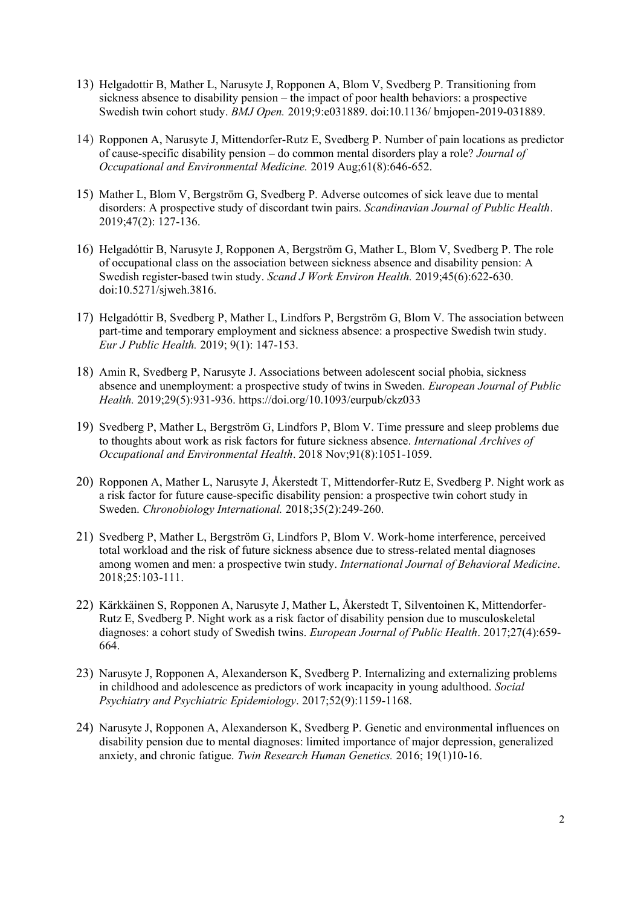13) Helgadottir B, Mather L, Narusyte J, Ropponen A, Blom V, Svedberg P. Transitioning from sickness absence to disability pension – the impact of poor health behaviors: a prospective Swedish twin cohort study. *BMJ Open.* 2019;9:e031889. doi:10.1136/ bmjopen-2019-031889.

14) Ropponen A, Narusyte J, Mittendorfer-Rutz E, Svedberg P. Number of pain locations as predictor of cause-specific disability pension – do common mental disorders play a role? *Journal of Occupational and Environmental Medicine.* 2019 Aug;61(8):646-652.

15) Mather L, Blom V, Bergström G, Svedberg P. Adverse outcomes of sick leave due to mental disorders: A prospective study of discordant twin pairs. *Scandinavian Journal of Public Health*. 2019;47(2): 127-136.

16) Helgadóttir B, Narusyte J, Ropponen A, Bergström G, Mather L, Blom V, Svedberg P. The role of occupational class on the association between sickness absence and disability pension: A Swedish register-based twin study. *Scand J Work Environ Health.* 2019;45(6):622-630. doi:10.5271/sjweh.3816.

17) Helgadóttir B, Svedberg P, Mather L, Lindfors P, Bergström G, Blom V. The association between part-time and temporary employment and sickness absence: a prospective Swedish twin study. *Eur J Public Health.* 2019; 9(1): 147-153.

18) Amin R, Svedberg P, Narusyte J. Associations between adolescent social phobia, sickness absence and unemployment: a prospective study of twins in Sweden. *European Journal of Public Health.* 2019;29(5):931-936. https://doi.org/10.1093/eurpub/ckz033

19) Svedberg P, Mather L, Bergström G, Lindfors P, Blom V. Time pressure and sleep problems due to thoughts about work as risk factors for future sickness absence. *International Archives of Occupational and Environmental Health*. 2018 Nov;91(8):1051-1059.

20) Ropponen A, Mather L, Narusyte J, Åkerstedt T, Mittendorfer-Rutz E, Svedberg P. Night work as a risk factor for future cause-specific disability pension: a prospective twin cohort study in Sweden. *Chronobiology International.* 2018;35(2):249-260.

21) Svedberg P, Mather L, Bergström G, Lindfors P, Blom V. Work-home interference, perceived total workload and the risk of future sickness absence due to stress-related mental diagnoses among women and men: a prospective twin study. *International Journal of Behavioral Medicine*. 2018;25:103-111.

22) Kärkkäinen S, Ropponen A, Narusyte J, Mather L, Åkerstedt T, Silventoinen K, Mittendorfer-Rutz E, Svedberg P. Night work as a risk factor of disability pension due to musculoskeletal diagnoses: a cohort study of Swedish twins. *European Journal of Public Health*. 2017;27(4):659-664.

23) Narusyte J, Ropponen A, Alexanderson K, Svedberg P. Internalizing and externalizing problems in childhood and adolescence as predictors of work incapacity in young adulthood. *Social Psychiatry and Psychiatric Epidemiology*. 2017;52(9):1159-1168.

24) Narusyte J, Ropponen A, Alexanderson K, Svedberg P. Genetic and environmental influences on disability pension due to mental diagnoses: limited importance of major depression, generalized anxiety, and chronic fatigue. *Twin Research Human Genetics.* 2016; 19(1)10-16.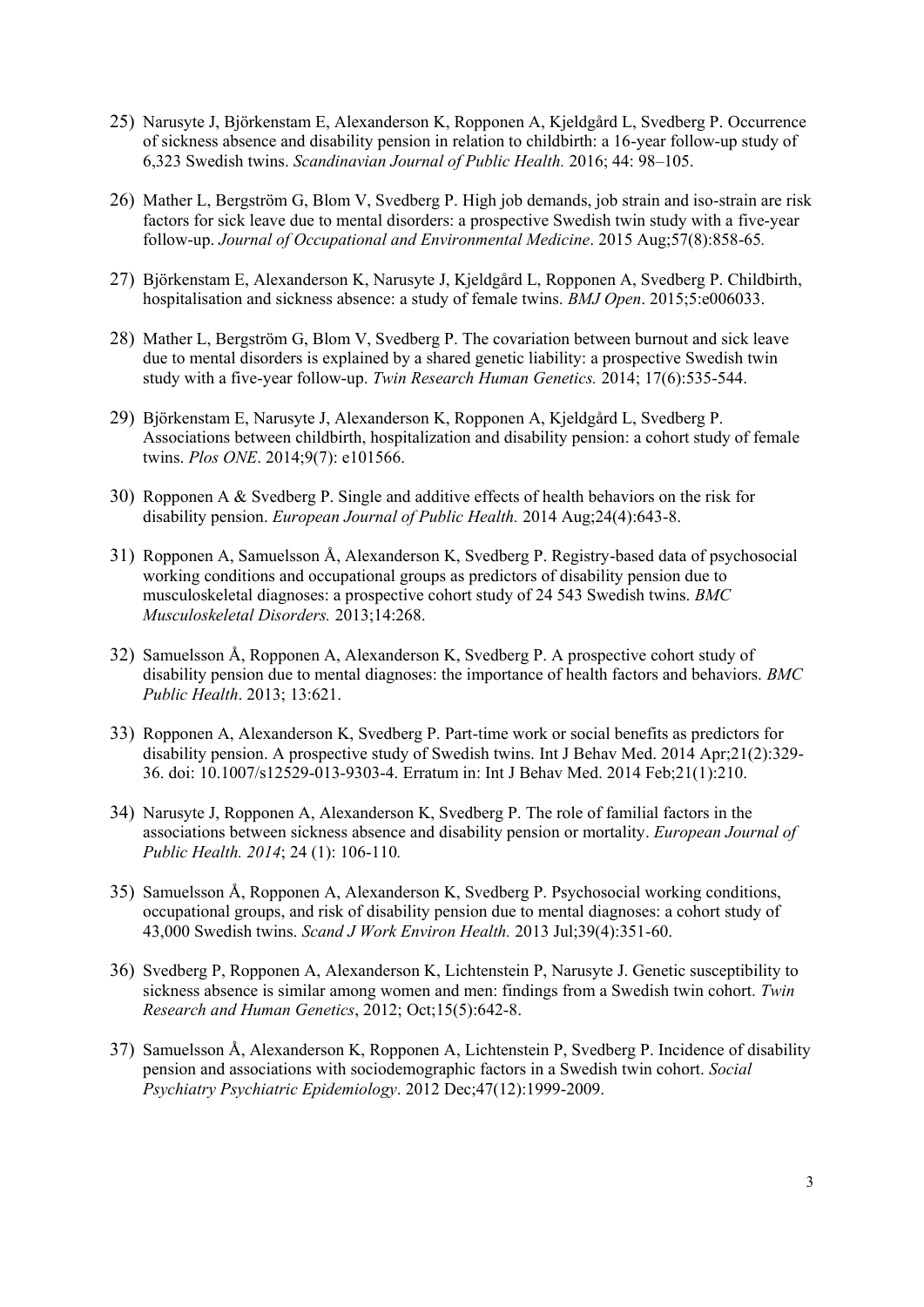25) Narusyte J, Björkenstam E, Alexanderson K, Ropponen A, Kjeldgård L, Svedberg P. Occurrence of sickness absence and disability pension in relation to childbirth: a 16-year follow-up study of 6,323 Swedish twins. *Scandinavian Journal of Public Health.* 2016; 44: 98–105.

26) Mather L, Bergström G, Blom V, Svedberg P. High job demands, job strain and iso-strain are risk factors for sick leave due to mental disorders: a prospective Swedish twin study with a five-year follow-up. *Journal of Occupational and Environmental Medicine*. 2015 Aug;57(8):858-65*.*

27) Björkenstam E, Alexanderson K, Narusyte J, Kjeldgård L, Ropponen A, Svedberg P. Childbirth, hospitalisation and sickness absence: a study of female twins. *BMJ Open*. 2015;5:e006033.

28) Mather L, Bergström G, Blom V, Svedberg P. The covariation between burnout and sick leave due to mental disorders is explained by a shared genetic liability: a prospective Swedish twin study with a five-year follow-up. *Twin Research Human Genetics.* 2014; 17(6):535-544.

29) Björkenstam E, Narusyte J, Alexanderson K, Ropponen A, Kjeldgård L, Svedberg P. Associations between childbirth, hospitalization and disability pension: a cohort study of female twins. *Plos ONE*. 2014;9(7): e101566.

30) Ropponen A & Svedberg P. Single and additive effects of health behaviors on the risk for disability pension. *European Journal of Public Health.* 2014 Aug;24(4):643-8.

31) Ropponen A, Samuelsson Å, Alexanderson K, Svedberg P. Registry-based data of psychosocial working conditions and occupational groups as predictors of disability pension due to musculoskeletal diagnoses: a prospective cohort study of 24 543 Swedish twins. *BMC Musculoskeletal Disorders.* 2013;14:268.

32) Samuelsson Å, Ropponen A, Alexanderson K, Svedberg P. A prospective cohort study of disability pension due to mental diagnoses: the importance of health factors and behaviors. *BMC Public Health*. 2013; 13:621.

33) Ropponen A, Alexanderson K, Svedberg P. Part-time work or social benefits as predictors for disability pension. A prospective study of Swedish twins. Int J Behav Med. 2014 Apr;21(2):329-36. doi: 10.1007/s12529-013-9303-4. Erratum in: Int J Behav Med. 2014 Feb;21(1):210.

34) Narusyte J, Ropponen A, Alexanderson K, Svedberg P. The role of familial factors in the associations between sickness absence and disability pension or mortality. *European Journal of Public Health. 2014*; 24 (1): 106-110*.*

35) Samuelsson Å, Ropponen A, Alexanderson K, Svedberg P. Psychosocial working conditions, occupational groups, and risk of disability pension due to mental diagnoses: a cohort study of 43,000 Swedish twins. *Scand J Work Environ Health.* 2013 Jul;39(4):351-60.

36) Svedberg P, Ropponen A, Alexanderson K, Lichtenstein P, Narusyte J. Genetic susceptibility to sickness absence is similar among women and men: findings from a Swedish twin cohort. *Twin Research and Human Genetics*, 2012; Oct;15(5):642-8.

37) Samuelsson Å, Alexanderson K, Ropponen A, Lichtenstein P, Svedberg P. Incidence of disability pension and associations with sociodemographic factors in a Swedish twin cohort. *Social Psychiatry Psychiatric Epidemiology*. 2012 Dec;47(12):1999-2009.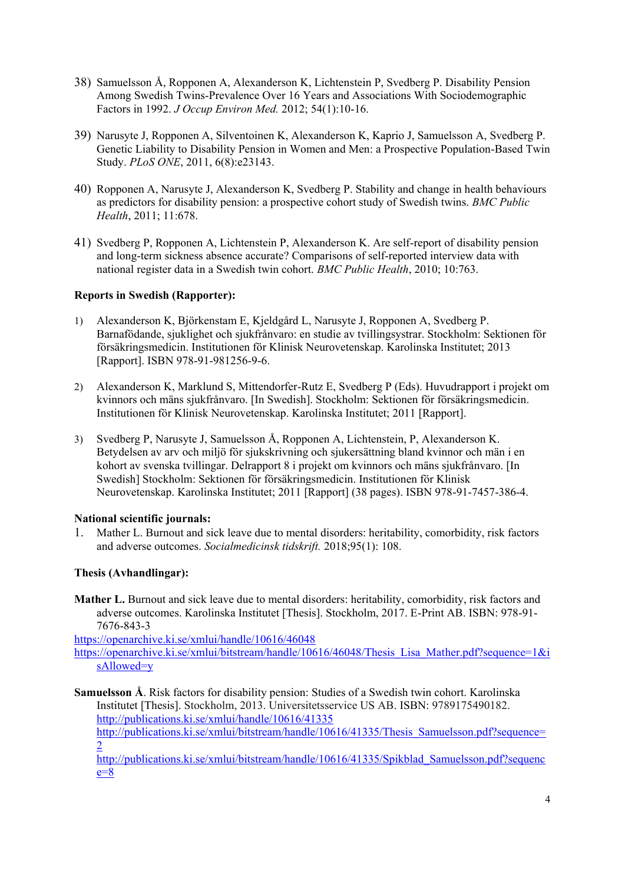38) Samuelsson Å, Ropponen A, Alexanderson K, Lichtenstein P, Svedberg P. Disability Pension Among Swedish Twins-Prevalence Over 16 Years and Associations With Sociodemographic Factors in 1992. *J Occup Environ Med.* 2012; 54(1):10-16.

39) Narusyte J, Ropponen A, Silventoinen K, Alexanderson K, Kaprio J, Samuelsson A, Svedberg P. Genetic Liability to Disability Pension in Women and Men: a Prospective Population-Based Twin Study. *PLoS ONE*, 2011, 6(8):e23143.

40) Ropponen A, Narusyte J, Alexanderson K, Svedberg P. Stability and change in health behaviours as predictors for disability pension: a prospective cohort study of Swedish twins. *BMC Public Health*, 2011; 11:678.

41) Svedberg P, Ropponen A, Lichtenstein P, Alexanderson K. Are self-report of disability pension and long-term sickness absence accurate? Comparisons of self-reported interview data with national register data in a Swedish twin cohort. *BMC Public Health*, 2010; 10:763.

**Reports in Swedish (Rapporter):**

1) Alexanderson K, Björkenstam E, Kjeldgård L, Narusyte J, Ropponen A, Svedberg P. Barnafödande, sjuklighet och sjukfrånvaro: en studie av tvillingsystrar. Stockholm: Sektionen för försäkringsmedicin. Institutionen för Klinisk Neurovetenskap. Karolinska Institutet; 2013 [Rapport]. ISBN 978-91-981256-9-6.

2) Alexanderson K, Marklund S, Mittendorfer-Rutz E, Svedberg P (Eds). Huvudrapport i projekt om kvinnors och mäns sjukfrånvaro. [In Swedish]. Stockholm: Sektionen för försäkringsmedicin. Institutionen för Klinisk Neurovetenskap. Karolinska Institutet; 2011 [Rapport].

3) Svedberg P, Narusyte J, Samuelsson Å, Ropponen A, Lichtenstein, P, Alexanderson K. Betydelsen av arv och miljö för sjukskrivning och sjukersättning bland kvinnor och män i en kohort av svenska tvillingar. Delrapport 8 i projekt om kvinnors och mäns sjukfrånvaro. [In Swedish] Stockholm: Sektionen för försäkringsmedicin. Institutionen för Klinisk Neurovetenskap. Karolinska Institutet; 2011 [Rapport] (38 pages). ISBN 978-91-7457-386-4.

**National scientific journals:**

1. Mather L. Burnout and sick leave due to mental disorders: heritability, comorbidity, risk factors and adverse outcomes. *Socialmedicinsk tidskrift.* 2018;95(1): 108.

**Thesis (Avhandlingar):**

**Mather L.** Burnout and sick leave due to mental disorders: heritability, comorbidity, risk factors and adverse outcomes. Karolinska Institutet [Thesis]. Stockholm, 2017. E-Print AB. ISBN: 978-91-7676-843-3
https://openarchive.ki.se/xmlui/handle/10616/46048
https://openarchive.ki.se/xmlui/bitstream/handle/10616/46048/Thesis_Lisa_Mather.pdf?sequence=1&isAllowed=y

**Samuelsson Å**. Risk factors for disability pension: Studies of a Swedish twin cohort. Karolinska Institutet [Thesis]. Stockholm, 2013. Universitetsservice US AB. ISBN: 9789175490182.
http://publications.ki.se/xmlui/handle/10616/41335
http://publications.ki.se/xmlui/bitstream/handle/10616/41335/Thesis_Samuelsson.pdf?sequence=2
http://publications.ki.se/xmlui/bitstream/handle/10616/41335/Spikblad_Samuelsson.pdf?sequence=8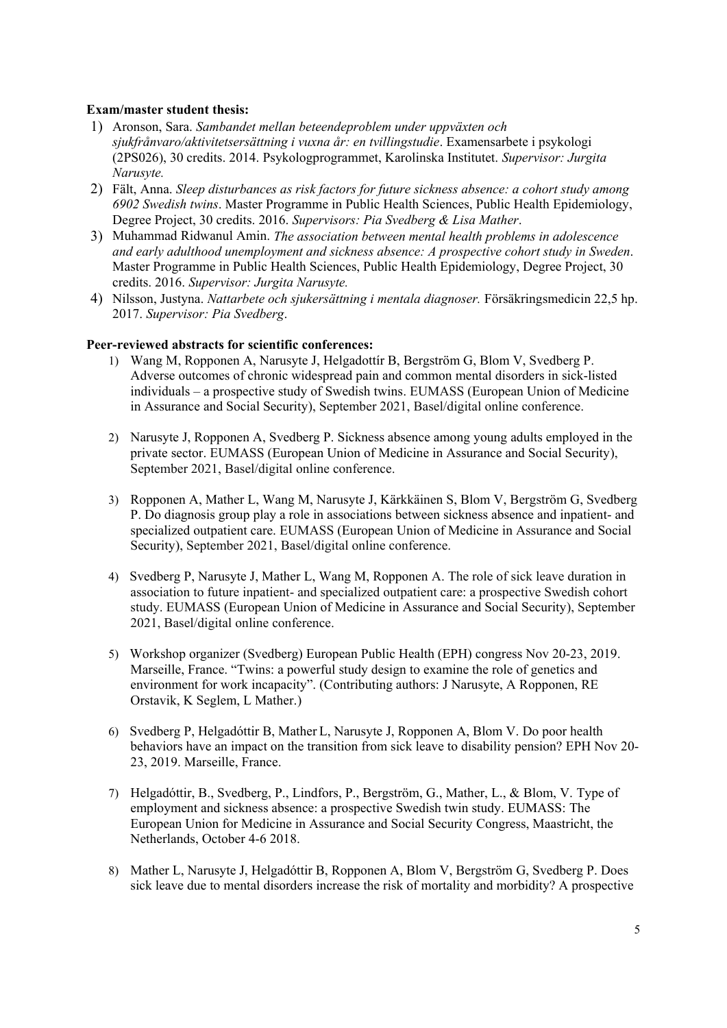**Exam/master student thesis:**

1) Aronson, Sara. *Sambandet mellan beteendeproblem under uppväxten och sjukfrånvaro/aktivitetsersättning i vuxna år: en tvillingstudie*. Examensarbete i psykologi (2PS026), 30 credits. 2014. Psykologprogrammet, Karolinska Institutet. *Supervisor: Jurgita Narusyte.*
2) Fält, Anna. *Sleep disturbances as risk factors for future sickness absence: a cohort study among 6902 Swedish twins*. Master Programme in Public Health Sciences, Public Health Epidemiology, Degree Project, 30 credits. 2016. *Supervisors: Pia Svedberg & Lisa Mather*.
3) Muhammad Ridwanul Amin. *The association between mental health problems in adolescence and early adulthood unemployment and sickness absence: A prospective cohort study in Sweden*. Master Programme in Public Health Sciences, Public Health Epidemiology, Degree Project, 30 credits. 2016. *Supervisor: Jurgita Narusyte.*
4) Nilsson, Justyna. *Nattarbete och sjukersättning i mentala diagnoser.* Försäkringsmedicin 22,5 hp. 2017. *Supervisor: Pia Svedberg*.

**Peer-reviewed abstracts for scientific conferences:**

1) Wang M, Ropponen A, Narusyte J, Helgadottír B, Bergström G, Blom V, Svedberg P. Adverse outcomes of chronic widespread pain and common mental disorders in sick-listed individuals – a prospective study of Swedish twins. EUMASS (European Union of Medicine in Assurance and Social Security), September 2021, Basel/digital online conference.

2) Narusyte J, Ropponen A, Svedberg P. Sickness absence among young adults employed in the private sector. EUMASS (European Union of Medicine in Assurance and Social Security), September 2021, Basel/digital online conference.

3) Ropponen A, Mather L, Wang M, Narusyte J, Kärkkäinen S, Blom V, Bergström G, Svedberg P. Do diagnosis group play a role in associations between sickness absence and inpatient- and specialized outpatient care. EUMASS (European Union of Medicine in Assurance and Social Security), September 2021, Basel/digital online conference.

4) Svedberg P, Narusyte J, Mather L, Wang M, Ropponen A. The role of sick leave duration in association to future inpatient- and specialized outpatient care: a prospective Swedish cohort study. EUMASS (European Union of Medicine in Assurance and Social Security), September 2021, Basel/digital online conference.

5) Workshop organizer (Svedberg) European Public Health (EPH) congress Nov 20-23, 2019. Marseille, France. "Twins: a powerful study design to examine the role of genetics and environment for work incapacity". (Contributing authors: J Narusyte, A Ropponen, RE Orstavik, K Seglem, L Mather.)

6) Svedberg P, Helgadóttir B, Mather L, Narusyte J, Ropponen A, Blom V. Do poor health behaviors have an impact on the transition from sick leave to disability pension? EPH Nov 20-23, 2019. Marseille, France.

7) Helgadóttir, B., Svedberg, P., Lindfors, P., Bergström, G., Mather, L., & Blom, V. Type of employment and sickness absence: a prospective Swedish twin study. EUMASS: The European Union for Medicine in Assurance and Social Security Congress, Maastricht, the Netherlands, October 4-6 2018.

8) Mather L, Narusyte J, Helgadóttir B, Ropponen A, Blom V, Bergström G, Svedberg P. Does sick leave due to mental disorders increase the risk of mortality and morbidity? A prospective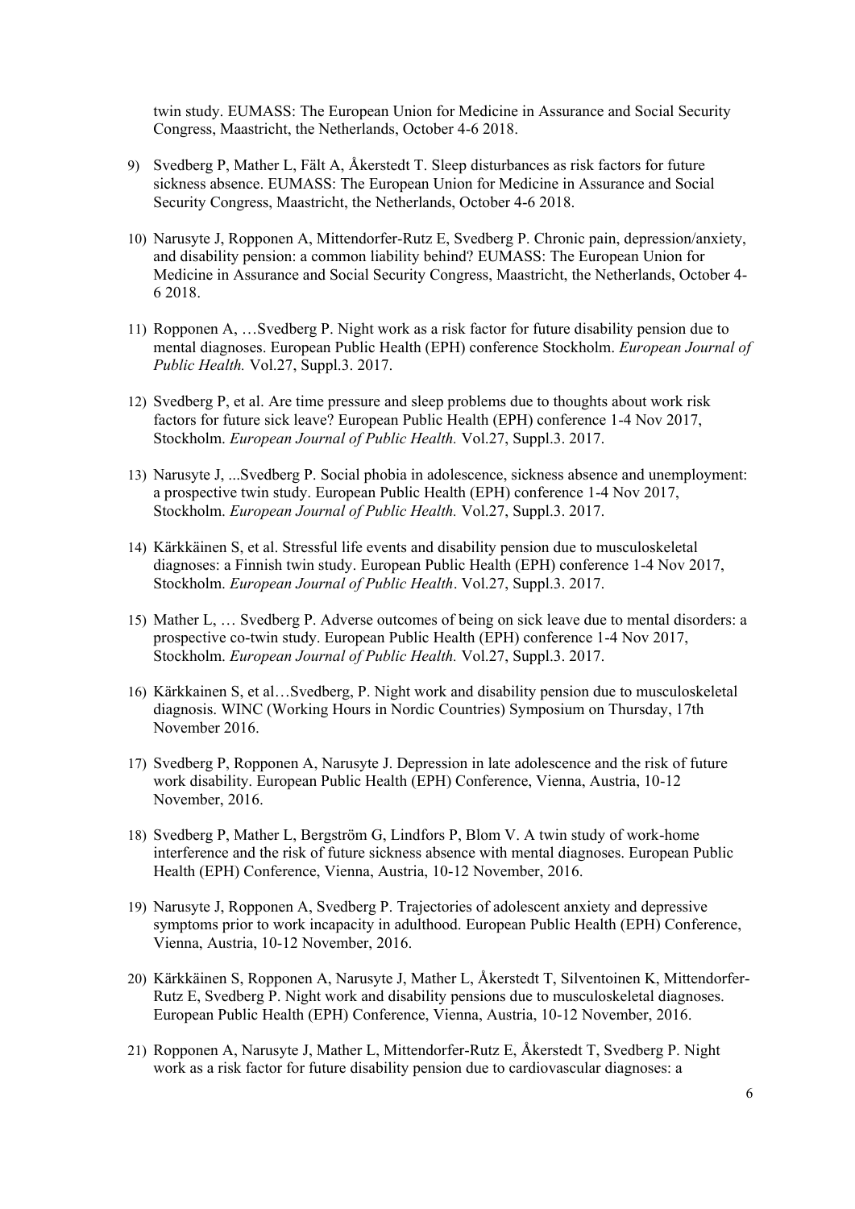twin study. EUMASS: The European Union for Medicine in Assurance and Social Security Congress, Maastricht, the Netherlands, October 4-6 2018.

9) Svedberg P, Mather L, Fält A, Åkerstedt T. Sleep disturbances as risk factors for future sickness absence. EUMASS: The European Union for Medicine in Assurance and Social Security Congress, Maastricht, the Netherlands, October 4-6 2018.

10) Narusyte J, Ropponen A, Mittendorfer-Rutz E, Svedberg P. Chronic pain, depression/anxiety, and disability pension: a common liability behind? EUMASS: The European Union for Medicine in Assurance and Social Security Congress, Maastricht, the Netherlands, October 4-6 2018.

11) Ropponen A, …Svedberg P. Night work as a risk factor for future disability pension due to mental diagnoses. European Public Health (EPH) conference Stockholm. *European Journal of Public Health.* Vol.27, Suppl.3. 2017.

12) Svedberg P, et al. Are time pressure and sleep problems due to thoughts about work risk factors for future sick leave? European Public Health (EPH) conference 1-4 Nov 2017, Stockholm. *European Journal of Public Health.* Vol.27, Suppl.3. 2017.

13) Narusyte J, ...Svedberg P. Social phobia in adolescence, sickness absence and unemployment: a prospective twin study. European Public Health (EPH) conference 1-4 Nov 2017, Stockholm. *European Journal of Public Health.* Vol.27, Suppl.3. 2017.

14) Kärkkäinen S, et al. Stressful life events and disability pension due to musculoskeletal diagnoses: a Finnish twin study. European Public Health (EPH) conference 1-4 Nov 2017, Stockholm. *European Journal of Public Health*. Vol.27, Suppl.3. 2017.

15) Mather L, … Svedberg P. Adverse outcomes of being on sick leave due to mental disorders: a prospective co-twin study. European Public Health (EPH) conference 1-4 Nov 2017, Stockholm. *European Journal of Public Health.* Vol.27, Suppl.3. 2017.

16) Kärkkainen S, et al…Svedberg, P. Night work and disability pension due to musculoskeletal diagnosis. WINC (Working Hours in Nordic Countries) Symposium on Thursday, 17th November 2016.

17) Svedberg P, Ropponen A, Narusyte J. Depression in late adolescence and the risk of future work disability. European Public Health (EPH) Conference, Vienna, Austria, 10-12 November, 2016.

18) Svedberg P, Mather L, Bergström G, Lindfors P, Blom V. A twin study of work-home interference and the risk of future sickness absence with mental diagnoses. European Public Health (EPH) Conference, Vienna, Austria, 10-12 November, 2016.

19) Narusyte J, Ropponen A, Svedberg P. Trajectories of adolescent anxiety and depressive symptoms prior to work incapacity in adulthood. European Public Health (EPH) Conference, Vienna, Austria, 10-12 November, 2016.

20) Kärkkäinen S, Ropponen A, Narusyte J, Mather L, Åkerstedt T, Silventoinen K, Mittendorfer-Rutz E, Svedberg P. Night work and disability pensions due to musculoskeletal diagnoses. European Public Health (EPH) Conference, Vienna, Austria, 10-12 November, 2016.

21) Ropponen A, Narusyte J, Mather L, Mittendorfer-Rutz E, Åkerstedt T, Svedberg P. Night work as a risk factor for future disability pension due to cardiovascular diagnoses: a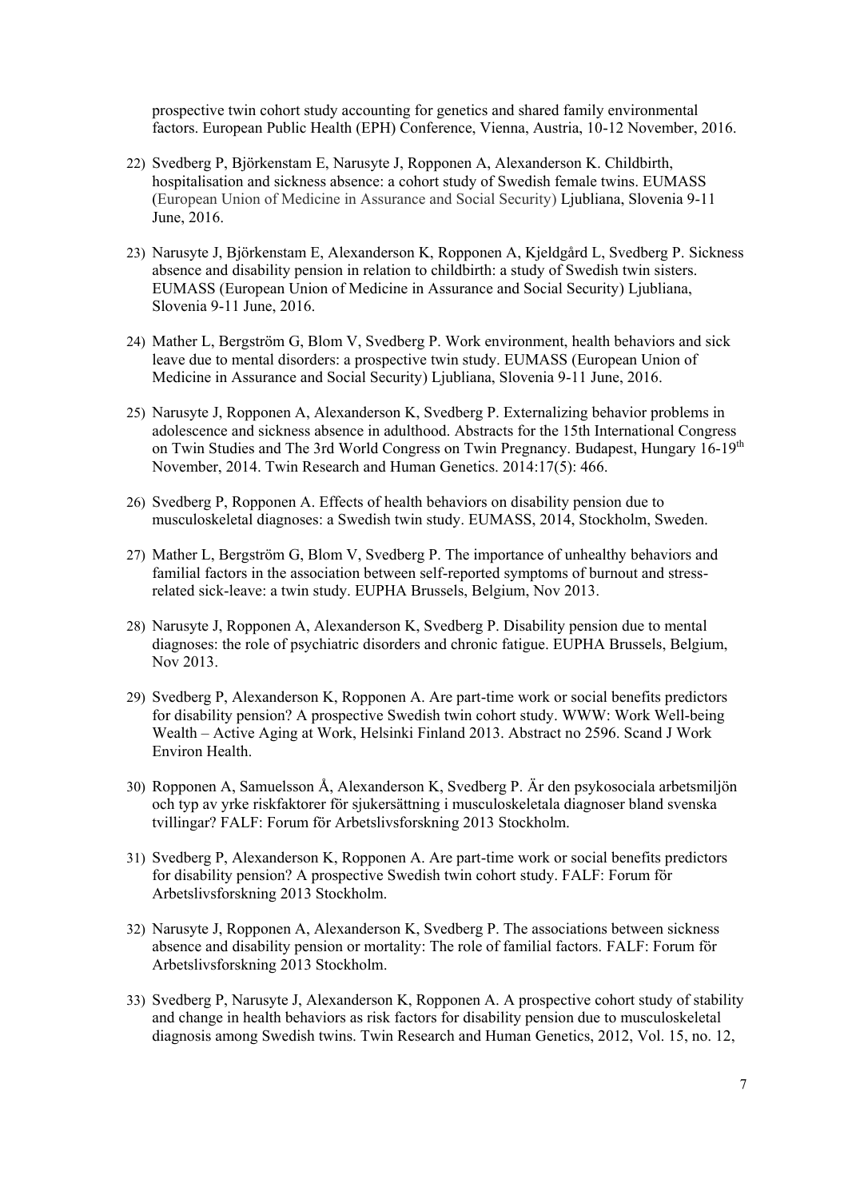prospective twin cohort study accounting for genetics and shared family environmental factors. European Public Health (EPH) Conference, Vienna, Austria, 10-12 November, 2016.

22) Svedberg P, Björkenstam E, Narusyte J, Ropponen A, Alexanderson K. Childbirth, hospitalisation and sickness absence: a cohort study of Swedish female twins. EUMASS (European Union of Medicine in Assurance and Social Security) Ljubliana, Slovenia 9-11 June, 2016.

23) Narusyte J, Björkenstam E, Alexanderson K, Ropponen A, Kjeldgård L, Svedberg P. Sickness absence and disability pension in relation to childbirth: a study of Swedish twin sisters. EUMASS (European Union of Medicine in Assurance and Social Security) Ljubliana, Slovenia 9-11 June, 2016.

24) Mather L, Bergström G, Blom V, Svedberg P. Work environment, health behaviors and sick leave due to mental disorders: a prospective twin study. EUMASS (European Union of Medicine in Assurance and Social Security) Ljubliana, Slovenia 9-11 June, 2016.

25) Narusyte J, Ropponen A, Alexanderson K, Svedberg P. Externalizing behavior problems in adolescence and sickness absence in adulthood. Abstracts for the 15th International Congress on Twin Studies and The 3rd World Congress on Twin Pregnancy. Budapest, Hungary 16-19th November, 2014. Twin Research and Human Genetics. 2014:17(5): 466.

26) Svedberg P, Ropponen A. Effects of health behaviors on disability pension due to musculoskeletal diagnoses: a Swedish twin study. EUMASS, 2014, Stockholm, Sweden.

27) Mather L, Bergström G, Blom V, Svedberg P. The importance of unhealthy behaviors and familial factors in the association between self-reported symptoms of burnout and stress-related sick-leave: a twin study. EUPHA Brussels, Belgium, Nov 2013.

28) Narusyte J, Ropponen A, Alexanderson K, Svedberg P. Disability pension due to mental diagnoses: the role of psychiatric disorders and chronic fatigue. EUPHA Brussels, Belgium, Nov 2013.

29) Svedberg P, Alexanderson K, Ropponen A. Are part-time work or social benefits predictors for disability pension? A prospective Swedish twin cohort study. WWW: Work Well-being Wealth – Active Aging at Work, Helsinki Finland 2013. Abstract no 2596. Scand J Work Environ Health.

30) Ropponen A, Samuelsson Å, Alexanderson K, Svedberg P. Är den psykosociala arbetsmiljön och typ av yrke riskfaktorer för sjukersättning i musculoskeletala diagnoser bland svenska tvillingar? FALF: Forum för Arbetslivsforskning 2013 Stockholm.

31) Svedberg P, Alexanderson K, Ropponen A. Are part-time work or social benefits predictors for disability pension? A prospective Swedish twin cohort study. FALF: Forum för Arbetslivsforskning 2013 Stockholm.

32) Narusyte J, Ropponen A, Alexanderson K, Svedberg P. The associations between sickness absence and disability pension or mortality: The role of familial factors. FALF: Forum för Arbetslivsforskning 2013 Stockholm.

33) Svedberg P, Narusyte J, Alexanderson K, Ropponen A. A prospective cohort study of stability and change in health behaviors as risk factors for disability pension due to musculoskeletal diagnosis among Swedish twins. Twin Research and Human Genetics, 2012, Vol. 15, no. 12,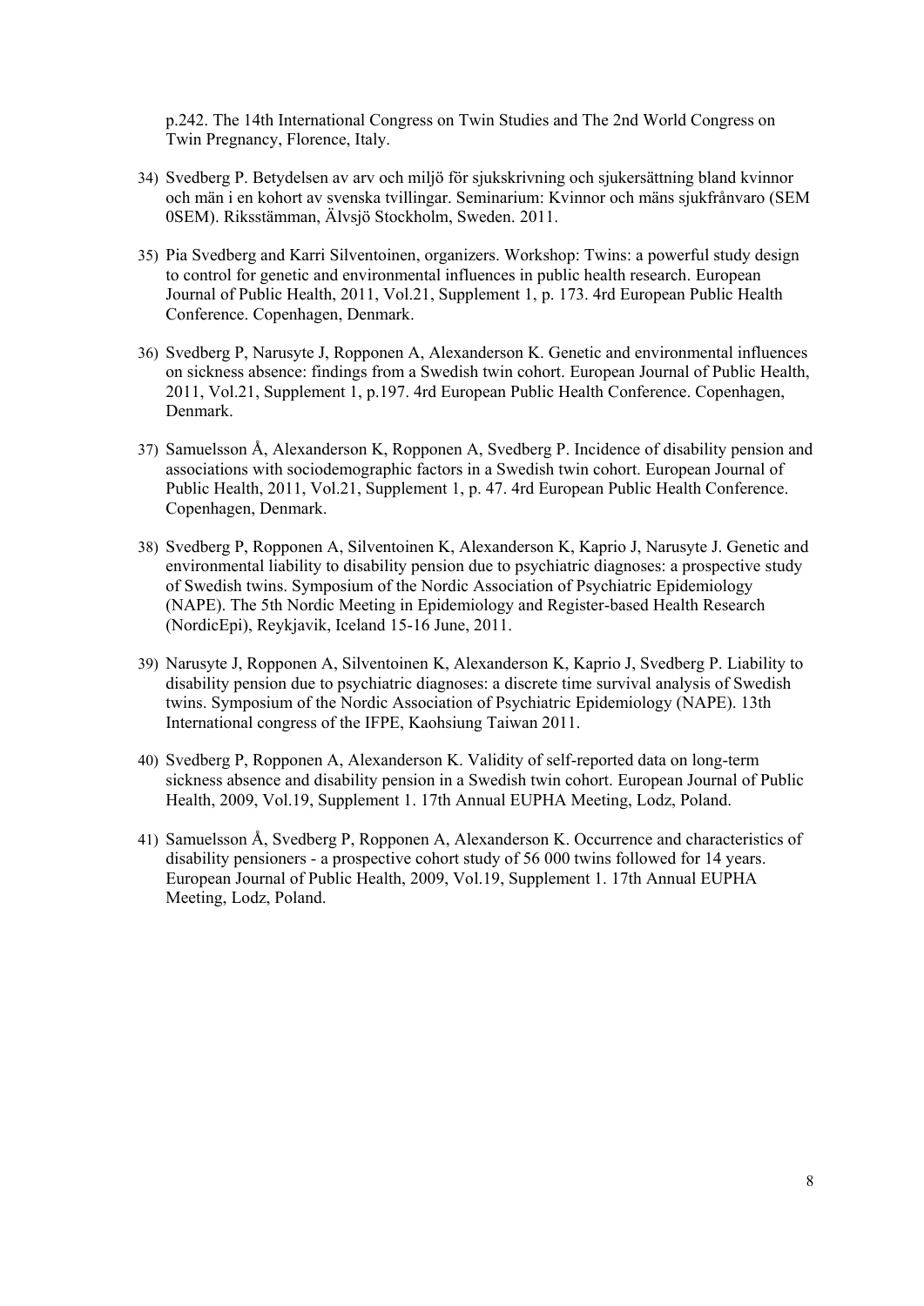p.242. The 14th International Congress on Twin Studies and The 2nd World Congress on Twin Pregnancy, Florence, Italy.

34) Svedberg P. Betydelsen av arv och miljö för sjukskrivning och sjukersättning bland kvinnor och män i en kohort av svenska tvillingar. Seminarium: Kvinnor och mäns sjukfrånvaro (SEM 0SEM). Riksstämman, Älvsjö Stockholm, Sweden. 2011.

35) Pia Svedberg and Karri Silventoinen, organizers. Workshop: Twins: a powerful study design to control for genetic and environmental influences in public health research. European Journal of Public Health, 2011, Vol.21, Supplement 1, p. 173. 4rd European Public Health Conference. Copenhagen, Denmark.

36) Svedberg P, Narusyte J, Ropponen A, Alexanderson K. Genetic and environmental influences on sickness absence: findings from a Swedish twin cohort. European Journal of Public Health, 2011, Vol.21, Supplement 1, p.197. 4rd European Public Health Conference. Copenhagen, Denmark.

37) Samuelsson Å, Alexanderson K, Ropponen A, Svedberg P. Incidence of disability pension and associations with sociodemographic factors in a Swedish twin cohort. European Journal of Public Health, 2011, Vol.21, Supplement 1, p. 47. 4rd European Public Health Conference. Copenhagen, Denmark.

38) Svedberg P, Ropponen A, Silventoinen K, Alexanderson K, Kaprio J, Narusyte J. Genetic and environmental liability to disability pension due to psychiatric diagnoses: a prospective study of Swedish twins. Symposium of the Nordic Association of Psychiatric Epidemiology (NAPE). The 5th Nordic Meeting in Epidemiology and Register-based Health Research (NordicEpi), Reykjavik, Iceland 15-16 June, 2011.

39) Narusyte J, Ropponen A, Silventoinen K, Alexanderson K, Kaprio J, Svedberg P. Liability to disability pension due to psychiatric diagnoses: a discrete time survival analysis of Swedish twins. Symposium of the Nordic Association of Psychiatric Epidemiology (NAPE). 13th International congress of the IFPE, Kaohsiung Taiwan 2011.

40) Svedberg P, Ropponen A, Alexanderson K. Validity of self-reported data on long-term sickness absence and disability pension in a Swedish twin cohort. European Journal of Public Health, 2009, Vol.19, Supplement 1. 17th Annual EUPHA Meeting, Lodz, Poland.

41) Samuelsson Å, Svedberg P, Ropponen A, Alexanderson K. Occurrence and characteristics of disability pensioners - a prospective cohort study of 56 000 twins followed for 14 years. European Journal of Public Health, 2009, Vol.19, Supplement 1. 17th Annual EUPHA Meeting, Lodz, Poland.